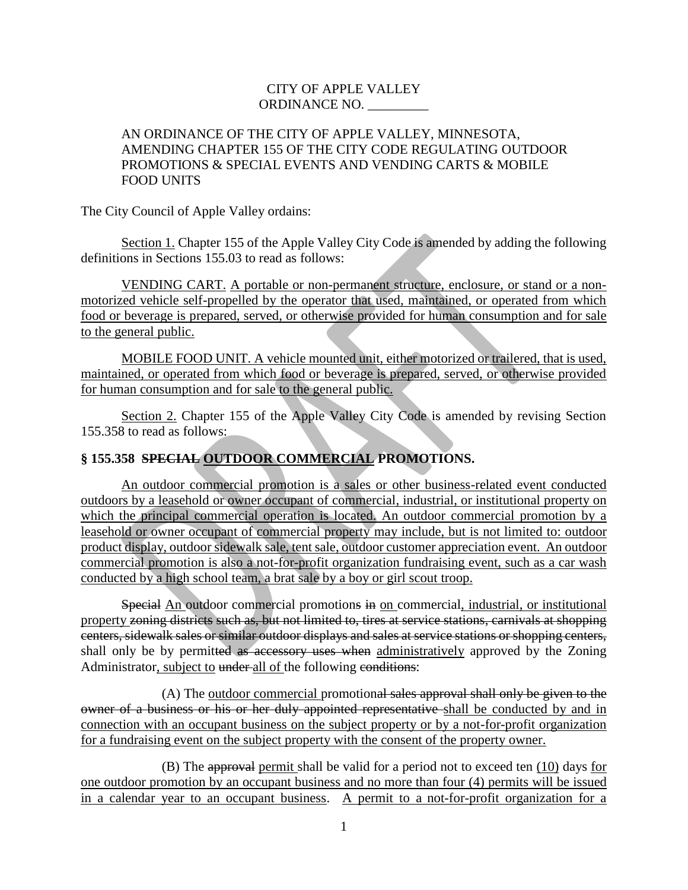CITY OF APPLE VALLEY
ORDINANCE NO. _________

AN ORDINANCE OF THE CITY OF APPLE VALLEY, MINNESOTA, AMENDING CHAPTER 155 OF THE CITY CODE REGULATING OUTDOOR PROMOTIONS & SPECIAL EVENTS AND VENDING CARTS & MOBILE FOOD UNITS

The City Council of Apple Valley ordains:

<u>Section 1.</u> Chapter 155 of the Apple Valley City Code is amended by adding the following definitions in Sections 155.03 to read as follows:

<u>VENDING CART. A portable or non-permanent structure, enclosure, or stand or a non-motorized vehicle self-propelled by the operator that used, maintained, or operated from which food or beverage is prepared, served, or otherwise provided for human consumption and for sale to the general public.</u>

<u>MOBILE FOOD UNIT. A vehicle mounted unit, either motorized or trailered, that is used, maintained, or operated from which food or beverage is prepared, served, or otherwise provided for human consumption and for sale to the general public.</u>

<u>Section 2.</u> Chapter 155 of the Apple Valley City Code is amended by revising Section 155.358 to read as follows:

**§ 155.358 ~~SPECIAL~~ <u>OUTDOOR COMMERCIAL</u> PROMOTIONS.**

<u>An outdoor commercial promotion is a sales or other business-related event conducted outdoors by a leasehold or owner occupant of commercial, industrial, or institutional property on which the principal commercial operation is located. An outdoor commercial promotion by a leasehold or owner occupant of commercial property may include, but is not limited to: outdoor product display, outdoor sidewalk sale, tent sale, outdoor customer appreciation event. An outdoor commercial promotion is also a not-for-profit organization fundraising event, such as a car wash conducted by a high school team, a brat sale by a boy or girl scout troop.</u>

~~Special~~ <u>An</u> outdoor commercial promotion~~s~~ ~~in~~ <u>on</u> commercial<u>, industrial, or institutional property</u> ~~zoning districts such as, but not limited to, tires at service stations, carnivals at shopping centers, sidewalk sales or similar outdoor displays and sales at service stations or shopping centers,~~ shall only be by permit~~ted as accessory uses when~~ <u>administratively</u> approved by the Zoning Administrator<u>, subject to</u> ~~under~~ <u>all of</u> the following ~~conditions~~:

(A) The <u>outdoor commercial</u> promotion~~al sales approval shall only be given to the owner of a business or his or her duly appointed representative~~ <u>shall be conducted by and in connection with an occupant business on the subject property or by a not-for-profit organization for a fundraising event on the subject property with the consent of the property owner.</u>

(B) The ~~approval~~ <u>permit</u> shall be valid for a period not to exceed ten <u>(10)</u> days <u>for one outdoor promotion by an occupant business and no more than four (4) permits will be issued in a calendar year to an occupant business</u>. <u>A permit to a not-for-profit organization for a</u>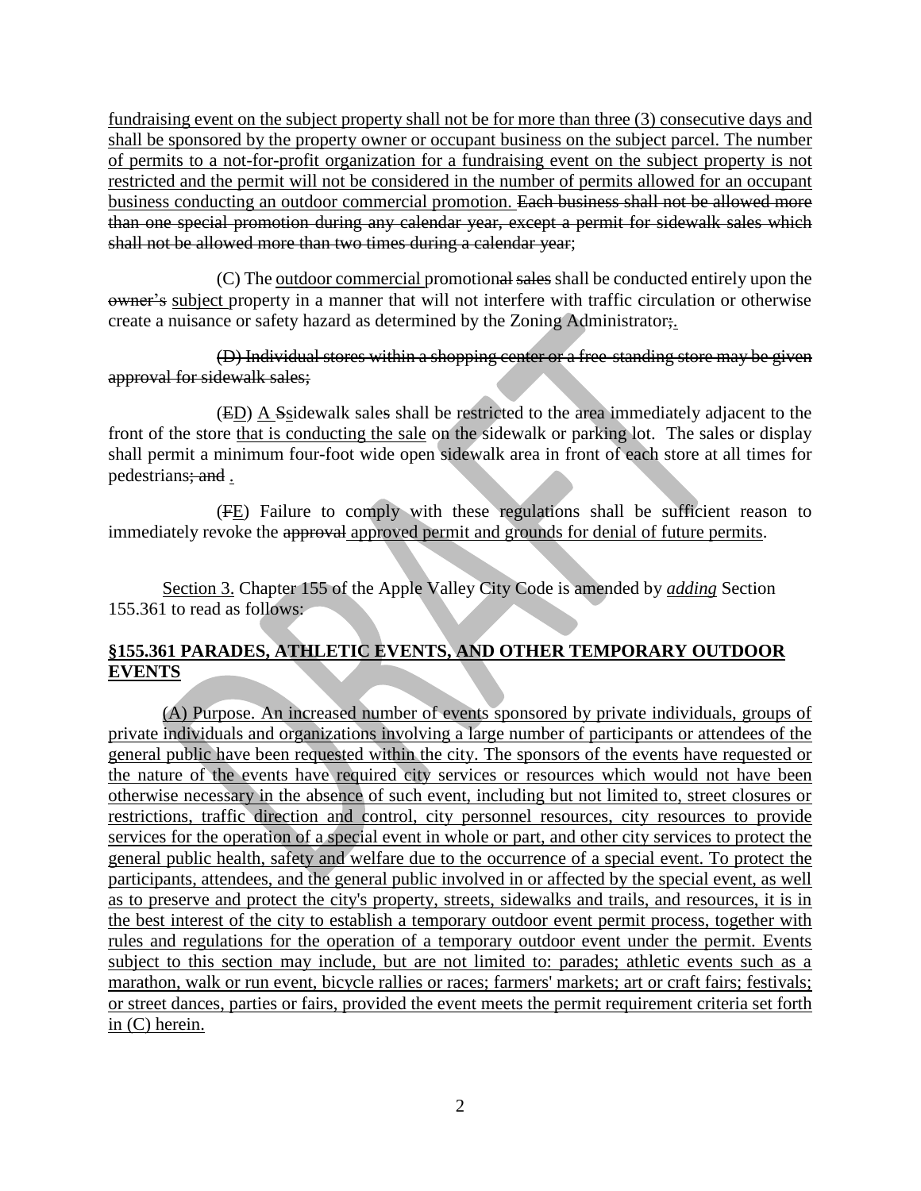fundraising event on the subject property shall not be for more than three (3) consecutive days and shall be sponsored by the property owner or occupant business on the subject parcel. The number of permits to a not-for-profit organization for a fundraising event on the subject property is not restricted and the permit will not be considered in the number of permits allowed for an occupant business conducting an outdoor commercial promotion. ~~Each business shall not be allowed more than one special promotion during any calendar year, except a permit for sidewalk sales which shall not be allowed more than two times during a calendar year~~;

(C) The outdoor commercial promotion~~al sales~~ shall be conducted entirely upon the ~~owner's~~ subject property in a manner that will not interfere with traffic circulation or otherwise create a nuisance or safety hazard as determined by the Zoning Administrator~~;~~.

~~(D) Individual stores within a shopping center or a free-standing store may be given approval for sidewalk sales;~~

(~~E~~D) A ~~S~~sidewalk sale~~s~~ shall be restricted to the area immediately adjacent to the front of the store that is conducting the sale on the sidewalk or parking lot. The sales or display shall permit a minimum four-foot wide open sidewalk area in front of each store at all times for pedestrians~~; and~~ .

(~~F~~E) Failure to comply with these regulations shall be sufficient reason to immediately revoke the ~~approval~~ approved permit and grounds for denial of future permits.

Section 3. Chapter 155 of the Apple Valley City Code is amended by *adding* Section 155.361 to read as follows:

**§155.361 PARADES, ATHLETIC EVENTS, AND OTHER TEMPORARY OUTDOOR EVENTS**

(A) Purpose. An increased number of events sponsored by private individuals, groups of private individuals and organizations involving a large number of participants or attendees of the general public have been requested within the city. The sponsors of the events have requested or the nature of the events have required city services or resources which would not have been otherwise necessary in the absence of such event, including but not limited to, street closures or restrictions, traffic direction and control, city personnel resources, city resources to provide services for the operation of a special event in whole or part, and other city services to protect the general public health, safety and welfare due to the occurrence of a special event. To protect the participants, attendees, and the general public involved in or affected by the special event, as well as to preserve and protect the city's property, streets, sidewalks and trails, and resources, it is in the best interest of the city to establish a temporary outdoor event permit process, together with rules and regulations for the operation of a temporary outdoor event under the permit. Events subject to this section may include, but are not limited to: parades; athletic events such as a marathon, walk or run event, bicycle rallies or races; farmers' markets; art or craft fairs; festivals; or street dances, parties or fairs, provided the event meets the permit requirement criteria set forth in (C) herein.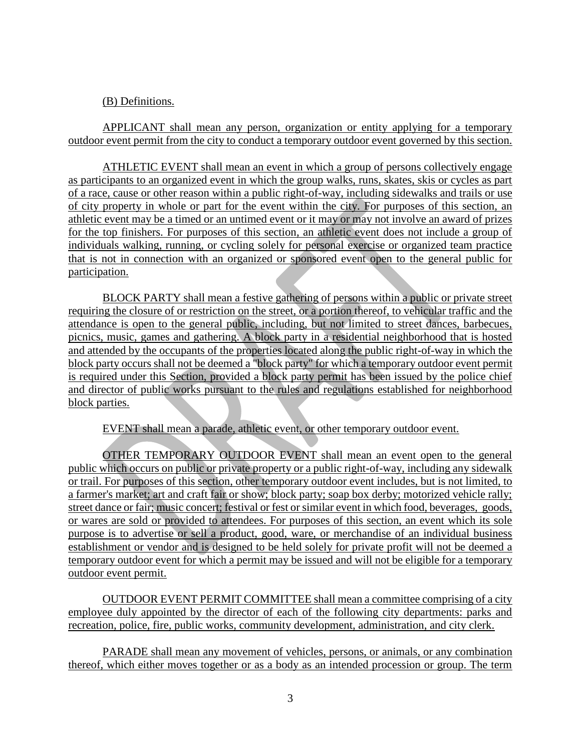(B) Definitions.

APPLICANT shall mean any person, organization or entity applying for a temporary outdoor event permit from the city to conduct a temporary outdoor event governed by this section.

ATHLETIC EVENT shall mean an event in which a group of persons collectively engage as participants to an organized event in which the group walks, runs, skates, skis or cycles as part of a race, cause or other reason within a public right-of-way, including sidewalks and trails or use of city property in whole or part for the event within the city. For purposes of this section, an athletic event may be a timed or an untimed event or it may or may not involve an award of prizes for the top finishers. For purposes of this section, an athletic event does not include a group of individuals walking, running, or cycling solely for personal exercise or organized team practice that is not in connection with an organized or sponsored event open to the general public for participation.

BLOCK PARTY shall mean a festive gathering of persons within a public or private street requiring the closure of or restriction on the street, or a portion thereof, to vehicular traffic and the attendance is open to the general public, including, but not limited to street dances, barbecues, picnics, music, games and gathering. A block party in a residential neighborhood that is hosted and attended by the occupants of the properties located along the public right-of-way in which the block party occurs shall not be deemed a "block party" for which a temporary outdoor event permit is required under this Section, provided a block party permit has been issued by the police chief and director of public works pursuant to the rules and regulations established for neighborhood block parties.

EVENT shall mean a parade, athletic event, or other temporary outdoor event.

OTHER TEMPORARY OUTDOOR EVENT shall mean an event open to the general public which occurs on public or private property or a public right-of-way, including any sidewalk or trail. For purposes of this section, other temporary outdoor event includes, but is not limited, to a farmer's market; art and craft fair or show; block party; soap box derby; motorized vehicle rally; street dance or fair; music concert; festival or fest or similar event in which food, beverages, goods, or wares are sold or provided to attendees. For purposes of this section, an event which its sole purpose is to advertise or sell a product, good, ware, or merchandise of an individual business establishment or vendor and is designed to be held solely for private profit will not be deemed a temporary outdoor event for which a permit may be issued and will not be eligible for a temporary outdoor event permit.

OUTDOOR EVENT PERMIT COMMITTEE shall mean a committee comprising of a city employee duly appointed by the director of each of the following city departments: parks and recreation, police, fire, public works, community development, administration, and city clerk.

PARADE shall mean any movement of vehicles, persons, or animals, or any combination thereof, which either moves together or as a body as an intended procession or group. The term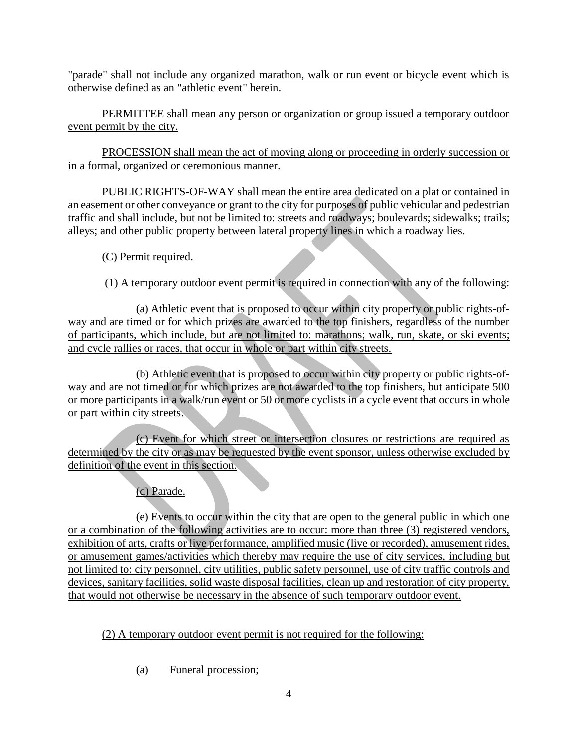"parade" shall not include any organized marathon, walk or run event or bicycle event which is otherwise defined as an "athletic event" herein.

PERMITTEE shall mean any person or organization or group issued a temporary outdoor event permit by the city.

PROCESSION shall mean the act of moving along or proceeding in orderly succession or in a formal, organized or ceremonious manner.

PUBLIC RIGHTS-OF-WAY shall mean the entire area dedicated on a plat or contained in an easement or other conveyance or grant to the city for purposes of public vehicular and pedestrian traffic and shall include, but not be limited to: streets and roadways; boulevards; sidewalks; trails; alleys; and other public property between lateral property lines in which a roadway lies.

(C) Permit required.

(1) A temporary outdoor event permit is required in connection with any of the following:

(a) Athletic event that is proposed to occur within city property or public rights-of-way and are timed or for which prizes are awarded to the top finishers, regardless of the number of participants, which include, but are not limited to: marathons; walk, run, skate, or ski events; and cycle rallies or races, that occur in whole or part within city streets.

(b) Athletic event that is proposed to occur within city property or public rights-of-way and are not timed or for which prizes are not awarded to the top finishers, but anticipate 500 or more participants in a walk/run event or 50 or more cyclists in a cycle event that occurs in whole or part within city streets.

(c) Event for which street or intersection closures or restrictions are required as determined by the city or as may be requested by the event sponsor, unless otherwise excluded by definition of the event in this section.

(d) Parade.

(e) Events to occur within the city that are open to the general public in which one or a combination of the following activities are to occur: more than three (3) registered vendors, exhibition of arts, crafts or live performance, amplified music (live or recorded), amusement rides, or amusement games/activities which thereby may require the use of city services, including but not limited to: city personnel, city utilities, public safety personnel, use of city traffic controls and devices, sanitary facilities, solid waste disposal facilities, clean up and restoration of city property, that would not otherwise be necessary in the absence of such temporary outdoor event.

(2) A temporary outdoor event permit is not required for the following:

(a) Funeral procession;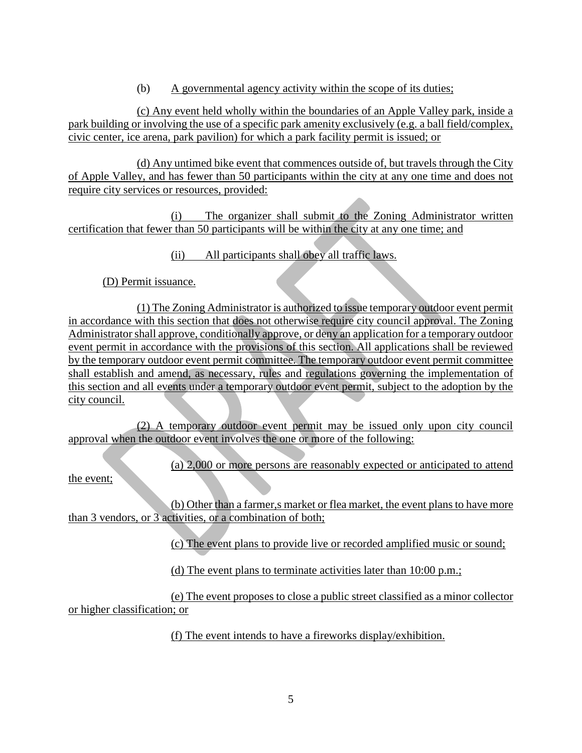(b) A governmental agency activity within the scope of its duties;

(c) Any event held wholly within the boundaries of an Apple Valley park, inside a park building or involving the use of a specific park amenity exclusively (e.g. a ball field/complex, civic center, ice arena, park pavilion) for which a park facility permit is issued; or

(d) Any untimed bike event that commences outside of, but travels through the City of Apple Valley, and has fewer than 50 participants within the city at any one time and does not require city services or resources, provided:

(i) The organizer shall submit to the Zoning Administrator written certification that fewer than 50 participants will be within the city at any one time; and

(ii) All participants shall obey all traffic laws.

(D) Permit issuance.

(1) The Zoning Administrator is authorized to issue temporary outdoor event permit in accordance with this section that does not otherwise require city council approval. The Zoning Administrator shall approve, conditionally approve, or deny an application for a temporary outdoor event permit in accordance with the provisions of this section. All applications shall be reviewed by the temporary outdoor event permit committee. The temporary outdoor event permit committee shall establish and amend, as necessary, rules and regulations governing the implementation of this section and all events under a temporary outdoor event permit, subject to the adoption by the city council.

(2) A temporary outdoor event permit may be issued only upon city council approval when the outdoor event involves the one or more of the following:

(a) 2,000 or more persons are reasonably expected or anticipated to attend the event;

(b) Other than a farmer,s market or flea market, the event plans to have more than 3 vendors, or 3 activities, or a combination of both;

(c) The event plans to provide live or recorded amplified music or sound;

(d) The event plans to terminate activities later than 10:00 p.m.;

(e) The event proposes to close a public street classified as a minor collector or higher classification; or

(f) The event intends to have a fireworks display/exhibition.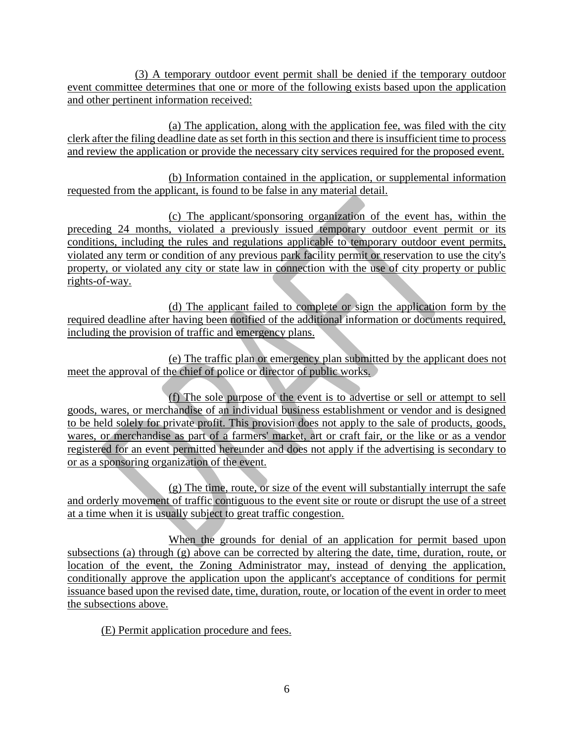(3) A temporary outdoor event permit shall be denied if the temporary outdoor event committee determines that one or more of the following exists based upon the application and other pertinent information received:

(a) The application, along with the application fee, was filed with the city clerk after the filing deadline date as set forth in this section and there is insufficient time to process and review the application or provide the necessary city services required for the proposed event.

(b) Information contained in the application, or supplemental information requested from the applicant, is found to be false in any material detail.

(c) The applicant/sponsoring organization of the event has, within the preceding 24 months, violated a previously issued temporary outdoor event permit or its conditions, including the rules and regulations applicable to temporary outdoor event permits, violated any term or condition of any previous park facility permit or reservation to use the city's property, or violated any city or state law in connection with the use of city property or public rights-of-way.

(d) The applicant failed to complete or sign the application form by the required deadline after having been notified of the additional information or documents required, including the provision of traffic and emergency plans.

(e) The traffic plan or emergency plan submitted by the applicant does not meet the approval of the chief of police or director of public works.

(f) The sole purpose of the event is to advertise or sell or attempt to sell goods, wares, or merchandise of an individual business establishment or vendor and is designed to be held solely for private profit. This provision does not apply to the sale of products, goods, wares, or merchandise as part of a farmers' market, art or craft fair, or the like or as a vendor registered for an event permitted hereunder and does not apply if the advertising is secondary to or as a sponsoring organization of the event.

(g) The time, route, or size of the event will substantially interrupt the safe and orderly movement of traffic contiguous to the event site or route or disrupt the use of a street at a time when it is usually subject to great traffic congestion.

When the grounds for denial of an application for permit based upon subsections (a) through (g) above can be corrected by altering the date, time, duration, route, or location of the event, the Zoning Administrator may, instead of denying the application, conditionally approve the application upon the applicant's acceptance of conditions for permit issuance based upon the revised date, time, duration, route, or location of the event in order to meet the subsections above.

(E) Permit application procedure and fees.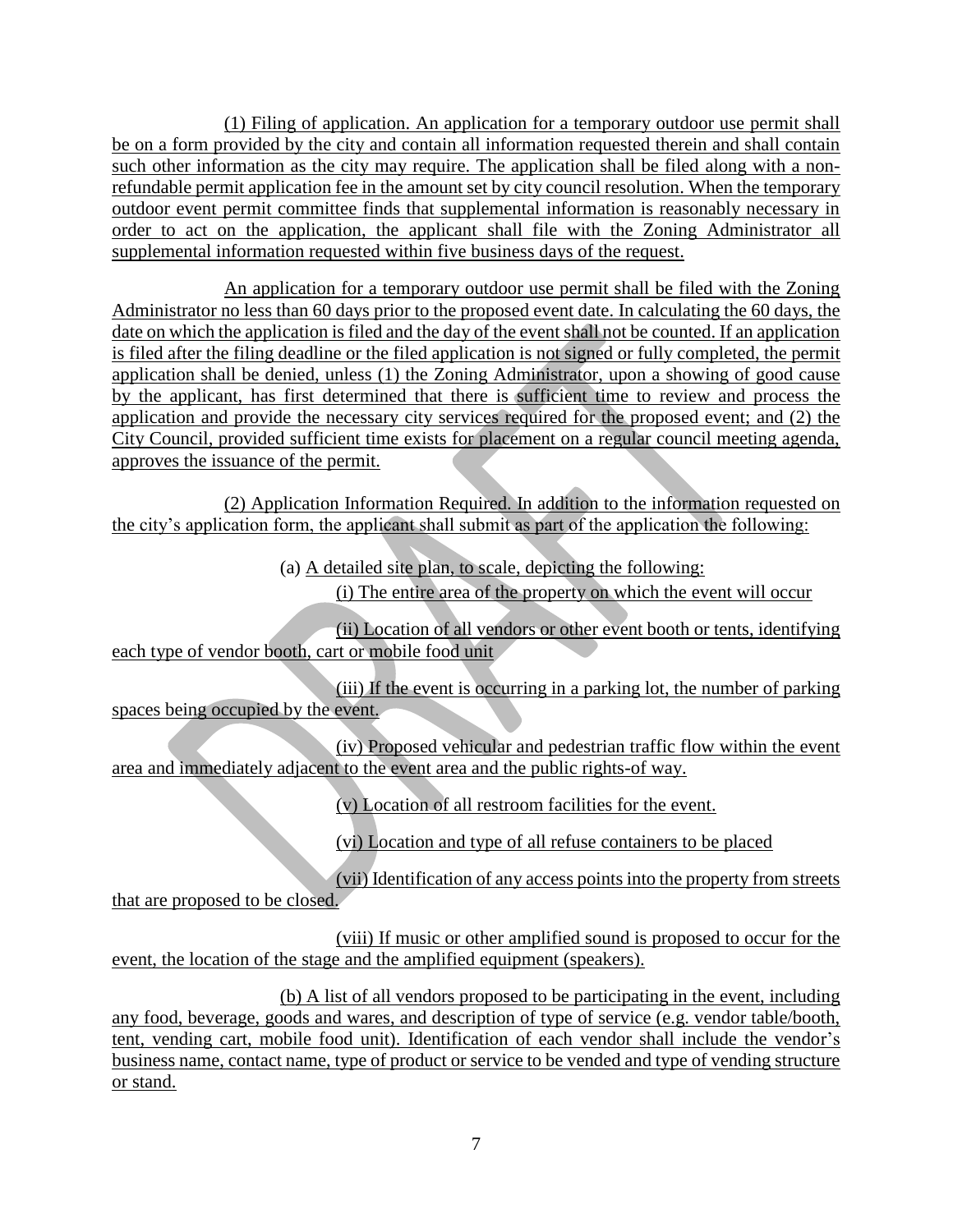(1) Filing of application. An application for a temporary outdoor use permit shall be on a form provided by the city and contain all information requested therein and shall contain such other information as the city may require. The application shall be filed along with a non-refundable permit application fee in the amount set by city council resolution. When the temporary outdoor event permit committee finds that supplemental information is reasonably necessary in order to act on the application, the applicant shall file with the Zoning Administrator all supplemental information requested within five business days of the request.

An application for a temporary outdoor use permit shall be filed with the Zoning Administrator no less than 60 days prior to the proposed event date. In calculating the 60 days, the date on which the application is filed and the day of the event shall not be counted. If an application is filed after the filing deadline or the filed application is not signed or fully completed, the permit application shall be denied, unless (1) the Zoning Administrator, upon a showing of good cause by the applicant, has first determined that there is sufficient time to review and process the application and provide the necessary city services required for the proposed event; and (2) the City Council, provided sufficient time exists for placement on a regular council meeting agenda, approves the issuance of the permit.

(2) Application Information Required. In addition to the information requested on the city's application form, the applicant shall submit as part of the application the following:

(a) A detailed site plan, to scale, depicting the following:

(i) The entire area of the property on which the event will occur

(ii) Location of all vendors or other event booth or tents, identifying each type of vendor booth, cart or mobile food unit

(iii) If the event is occurring in a parking lot, the number of parking spaces being occupied by the event.

(iv) Proposed vehicular and pedestrian traffic flow within the event area and immediately adjacent to the event area and the public rights-of way.

(v) Location of all restroom facilities for the event.

(vi) Location and type of all refuse containers to be placed

(vii) Identification of any access points into the property from streets that are proposed to be closed.

(viii) If music or other amplified sound is proposed to occur for the event, the location of the stage and the amplified equipment (speakers).

(b) A list of all vendors proposed to be participating in the event, including any food, beverage, goods and wares, and description of type of service (e.g. vendor table/booth, tent, vending cart, mobile food unit). Identification of each vendor shall include the vendor's business name, contact name, type of product or service to be vended and type of vending structure or stand.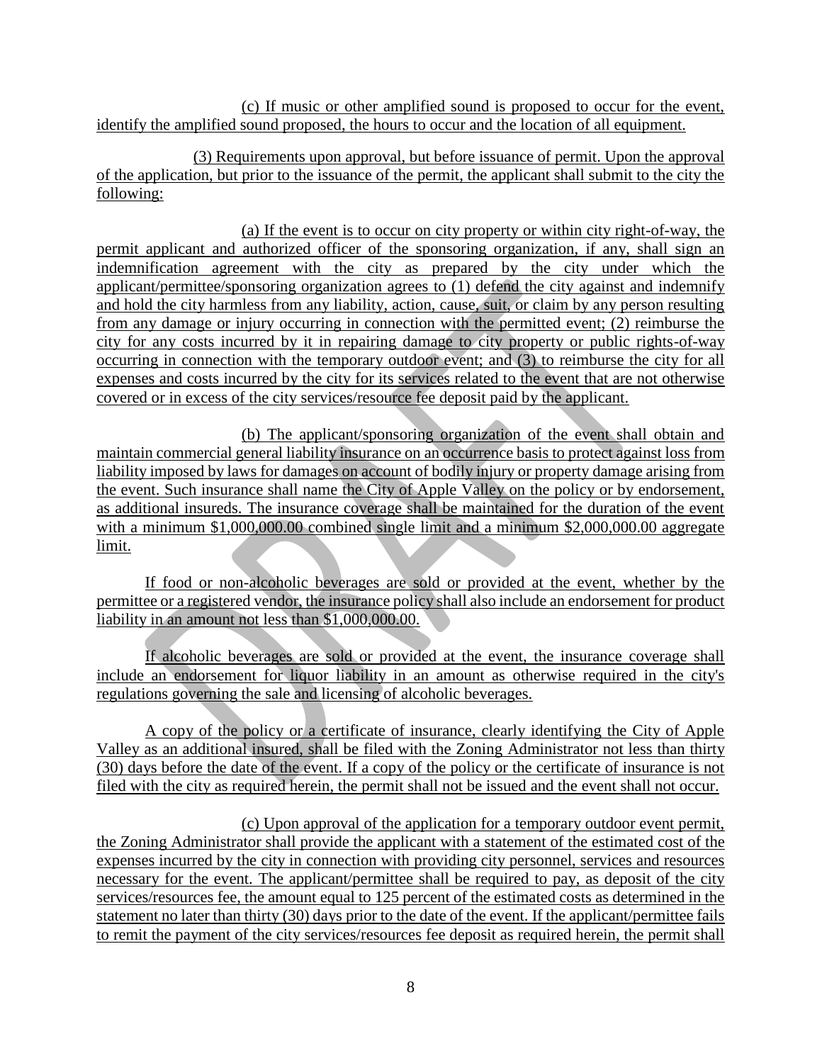(c) If music or other amplified sound is proposed to occur for the event, identify the amplified sound proposed, the hours to occur and the location of all equipment.

(3) Requirements upon approval, but before issuance of permit. Upon the approval of the application, but prior to the issuance of the permit, the applicant shall submit to the city the following:

(a) If the event is to occur on city property or within city right-of-way, the permit applicant and authorized officer of the sponsoring organization, if any, shall sign an indemnification agreement with the city as prepared by the city under which the applicant/permittee/sponsoring organization agrees to (1) defend the city against and indemnify and hold the city harmless from any liability, action, cause, suit, or claim by any person resulting from any damage or injury occurring in connection with the permitted event; (2) reimburse the city for any costs incurred by it in repairing damage to city property or public rights-of-way occurring in connection with the temporary outdoor event; and (3) to reimburse the city for all expenses and costs incurred by the city for its services related to the event that are not otherwise covered or in excess of the city services/resource fee deposit paid by the applicant.

(b) The applicant/sponsoring organization of the event shall obtain and maintain commercial general liability insurance on an occurrence basis to protect against loss from liability imposed by laws for damages on account of bodily injury or property damage arising from the event. Such insurance shall name the City of Apple Valley on the policy or by endorsement, as additional insureds. The insurance coverage shall be maintained for the duration of the event with a minimum $1,000,000.00 combined single limit and a minimum $2,000,000.00 aggregate limit.

If food or non-alcoholic beverages are sold or provided at the event, whether by the permittee or a registered vendor, the insurance policy shall also include an endorsement for product liability in an amount not less than $1,000,000.00.

If alcoholic beverages are sold or provided at the event, the insurance coverage shall include an endorsement for liquor liability in an amount as otherwise required in the city's regulations governing the sale and licensing of alcoholic beverages.

A copy of the policy or a certificate of insurance, clearly identifying the City of Apple Valley as an additional insured, shall be filed with the Zoning Administrator not less than thirty (30) days before the date of the event. If a copy of the policy or the certificate of insurance is not filed with the city as required herein, the permit shall not be issued and the event shall not occur.

(c) Upon approval of the application for a temporary outdoor event permit, the Zoning Administrator shall provide the applicant with a statement of the estimated cost of the expenses incurred by the city in connection with providing city personnel, services and resources necessary for the event. The applicant/permittee shall be required to pay, as deposit of the city services/resources fee, the amount equal to 125 percent of the estimated costs as determined in the statement no later than thirty (30) days prior to the date of the event. If the applicant/permittee fails to remit the payment of the city services/resources fee deposit as required herein, the permit shall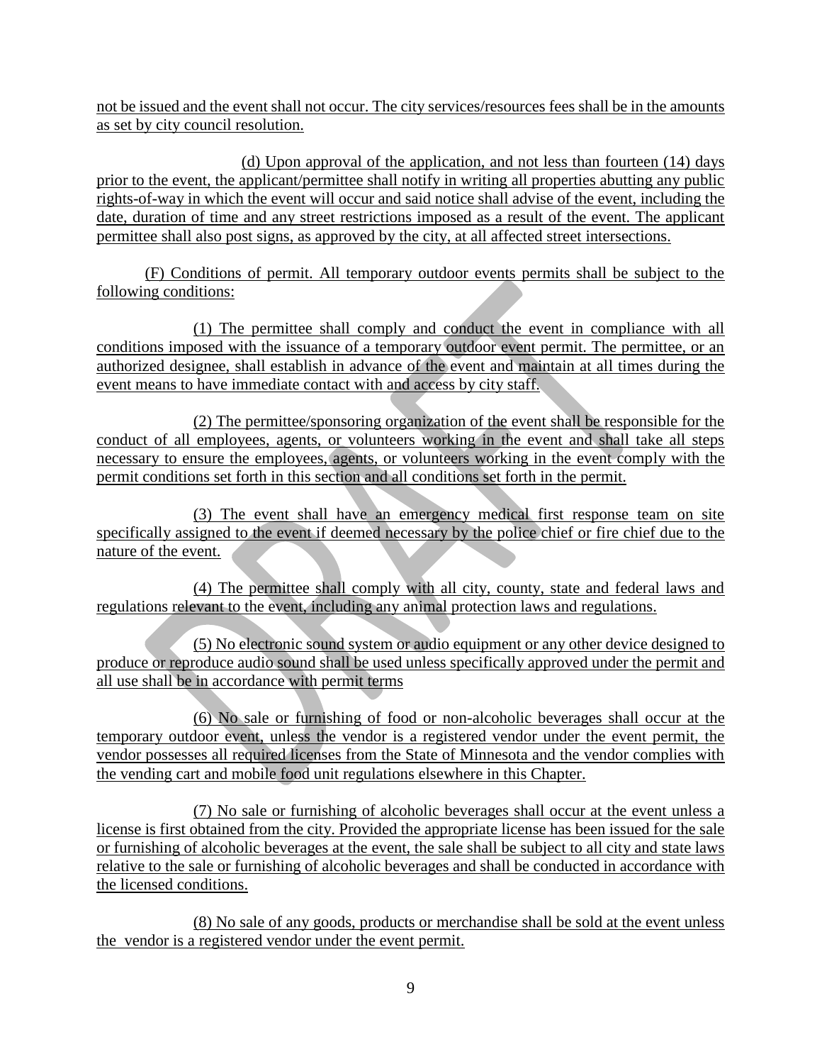not be issued and the event shall not occur. The city services/resources fees shall be in the amounts as set by city council resolution.

(d) Upon approval of the application, and not less than fourteen (14) days prior to the event, the applicant/permittee shall notify in writing all properties abutting any public rights-of-way in which the event will occur and said notice shall advise of the event, including the date, duration of time and any street restrictions imposed as a result of the event. The applicant permittee shall also post signs, as approved by the city, at all affected street intersections.

(F) Conditions of permit. All temporary outdoor events permits shall be subject to the following conditions:

(1) The permittee shall comply and conduct the event in compliance with all conditions imposed with the issuance of a temporary outdoor event permit. The permittee, or an authorized designee, shall establish in advance of the event and maintain at all times during the event means to have immediate contact with and access by city staff.

(2) The permittee/sponsoring organization of the event shall be responsible for the conduct of all employees, agents, or volunteers working in the event and shall take all steps necessary to ensure the employees, agents, or volunteers working in the event comply with the permit conditions set forth in this section and all conditions set forth in the permit.

(3) The event shall have an emergency medical first response team on site specifically assigned to the event if deemed necessary by the police chief or fire chief due to the nature of the event.

(4) The permittee shall comply with all city, county, state and federal laws and regulations relevant to the event, including any animal protection laws and regulations.

(5) No electronic sound system or audio equipment or any other device designed to produce or reproduce audio sound shall be used unless specifically approved under the permit and all use shall be in accordance with permit terms

(6) No sale or furnishing of food or non-alcoholic beverages shall occur at the temporary outdoor event, unless the vendor is a registered vendor under the event permit, the vendor possesses all required licenses from the State of Minnesota and the vendor complies with the vending cart and mobile food unit regulations elsewhere in this Chapter.

(7) No sale or furnishing of alcoholic beverages shall occur at the event unless a license is first obtained from the city. Provided the appropriate license has been issued for the sale or furnishing of alcoholic beverages at the event, the sale shall be subject to all city and state laws relative to the sale or furnishing of alcoholic beverages and shall be conducted in accordance with the licensed conditions.

(8) No sale of any goods, products or merchandise shall be sold at the event unless the vendor is a registered vendor under the event permit.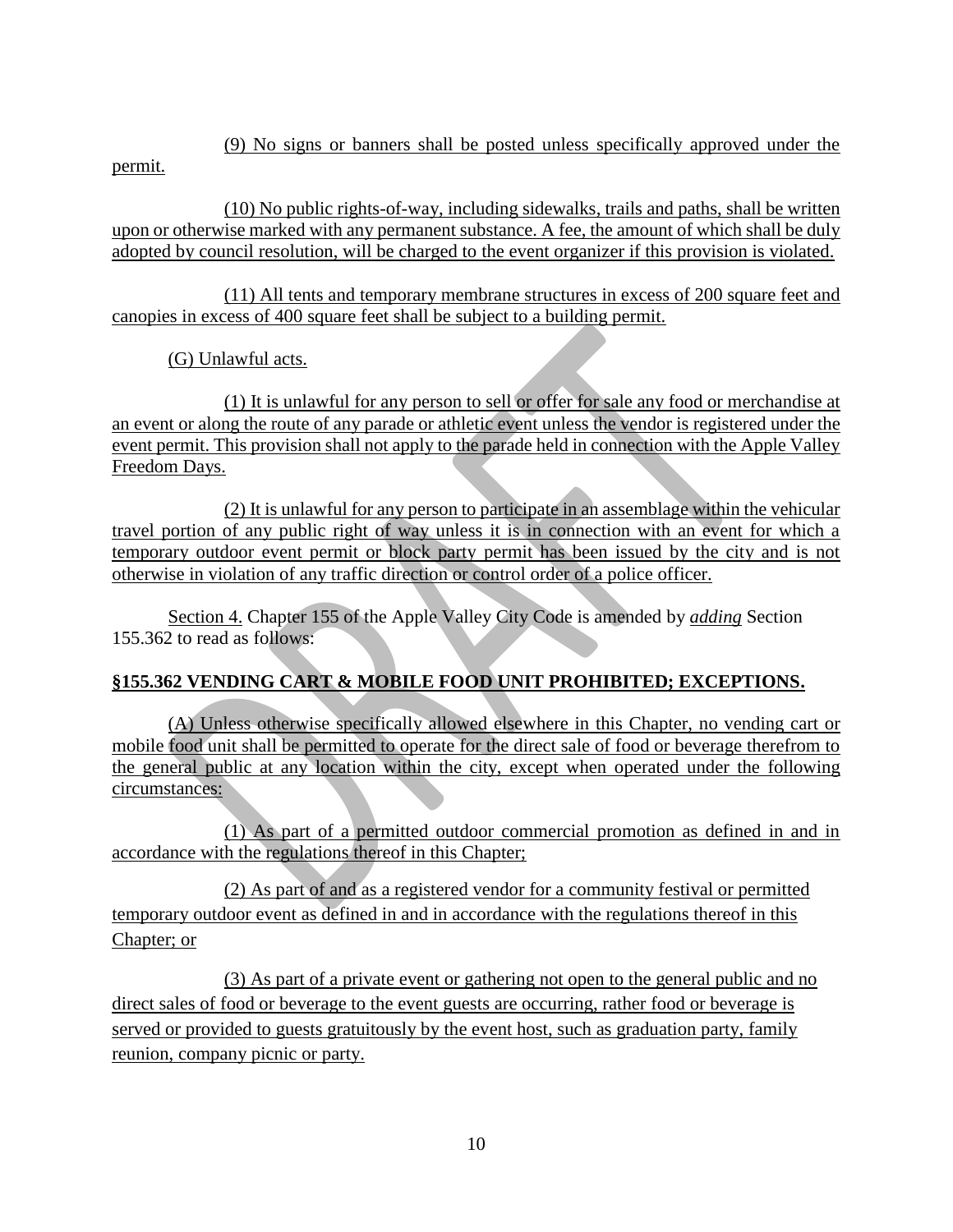(9) No signs or banners shall be posted unless specifically approved under the permit.

(10) No public rights-of-way, including sidewalks, trails and paths, shall be written upon or otherwise marked with any permanent substance. A fee, the amount of which shall be duly adopted by council resolution, will be charged to the event organizer if this provision is violated.

(11) All tents and temporary membrane structures in excess of 200 square feet and canopies in excess of 400 square feet shall be subject to a building permit.

(G) Unlawful acts.

(1) It is unlawful for any person to sell or offer for sale any food or merchandise at an event or along the route of any parade or athletic event unless the vendor is registered under the event permit. This provision shall not apply to the parade held in connection with the Apple Valley Freedom Days.

(2) It is unlawful for any person to participate in an assemblage within the vehicular travel portion of any public right of way unless it is in connection with an event for which a temporary outdoor event permit or block party permit has been issued by the city and is not otherwise in violation of any traffic direction or control order of a police officer.

Section 4. Chapter 155 of the Apple Valley City Code is amended by ***adding*** Section 155.362 to read as follows:

**§155.362 VENDING CART & MOBILE FOOD UNIT PROHIBITED; EXCEPTIONS.**

(A) Unless otherwise specifically allowed elsewhere in this Chapter, no vending cart or mobile food unit shall be permitted to operate for the direct sale of food or beverage therefrom to the general public at any location within the city, except when operated under the following circumstances:

(1) As part of a permitted outdoor commercial promotion as defined in and in accordance with the regulations thereof in this Chapter;

(2) As part of and as a registered vendor for a community festival or permitted temporary outdoor event as defined in and in accordance with the regulations thereof in this Chapter; or

(3) As part of a private event or gathering not open to the general public and no direct sales of food or beverage to the event guests are occurring, rather food or beverage is served or provided to guests gratuitously by the event host, such as graduation party, family reunion, company picnic or party.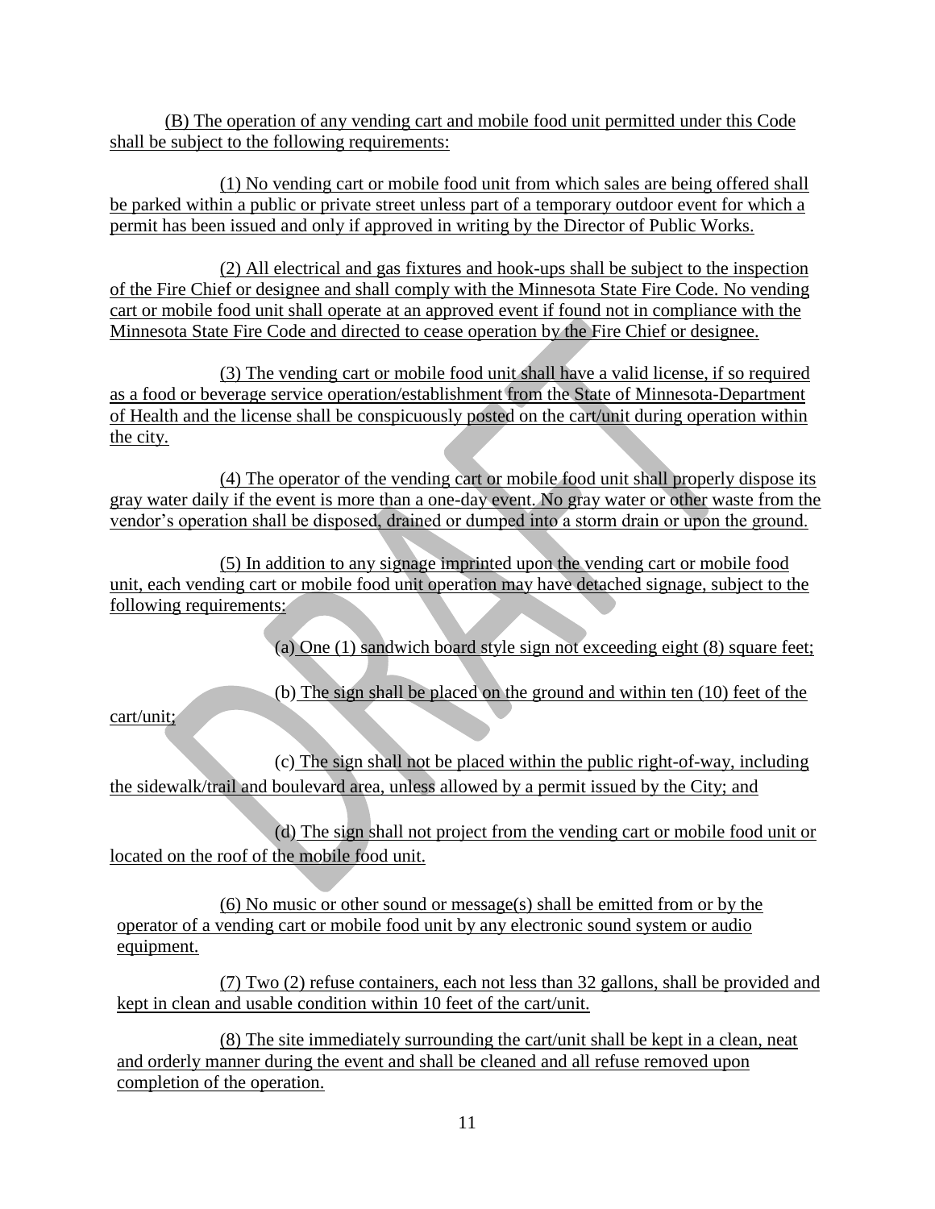(B) The operation of any vending cart and mobile food unit permitted under this Code shall be subject to the following requirements:

(1) No vending cart or mobile food unit from which sales are being offered shall be parked within a public or private street unless part of a temporary outdoor event for which a permit has been issued and only if approved in writing by the Director of Public Works.

(2) All electrical and gas fixtures and hook-ups shall be subject to the inspection of the Fire Chief or designee and shall comply with the Minnesota State Fire Code. No vending cart or mobile food unit shall operate at an approved event if found not in compliance with the Minnesota State Fire Code and directed to cease operation by the Fire Chief or designee.

(3) The vending cart or mobile food unit shall have a valid license, if so required as a food or beverage service operation/establishment from the State of Minnesota-Department of Health and the license shall be conspicuously posted on the cart/unit during operation within the city.

(4) The operator of the vending cart or mobile food unit shall properly dispose its gray water daily if the event is more than a one-day event. No gray water or other waste from the vendor's operation shall be disposed, drained or dumped into a storm drain or upon the ground.

(5) In addition to any signage imprinted upon the vending cart or mobile food unit, each vending cart or mobile food unit operation may have detached signage, subject to the following requirements:

(a) One (1) sandwich board style sign not exceeding eight (8) square feet;

(b) The sign shall be placed on the ground and within ten (10) feet of the cart/unit;

(c) The sign shall not be placed within the public right-of-way, including the sidewalk/trail and boulevard area, unless allowed by a permit issued by the City; and

(d) The sign shall not project from the vending cart or mobile food unit or located on the roof of the mobile food unit.

(6) No music or other sound or message(s) shall be emitted from or by the operator of a vending cart or mobile food unit by any electronic sound system or audio equipment.

(7) Two (2) refuse containers, each not less than 32 gallons, shall be provided and kept in clean and usable condition within 10 feet of the cart/unit.

(8) The site immediately surrounding the cart/unit shall be kept in a clean, neat and orderly manner during the event and shall be cleaned and all refuse removed upon completion of the operation.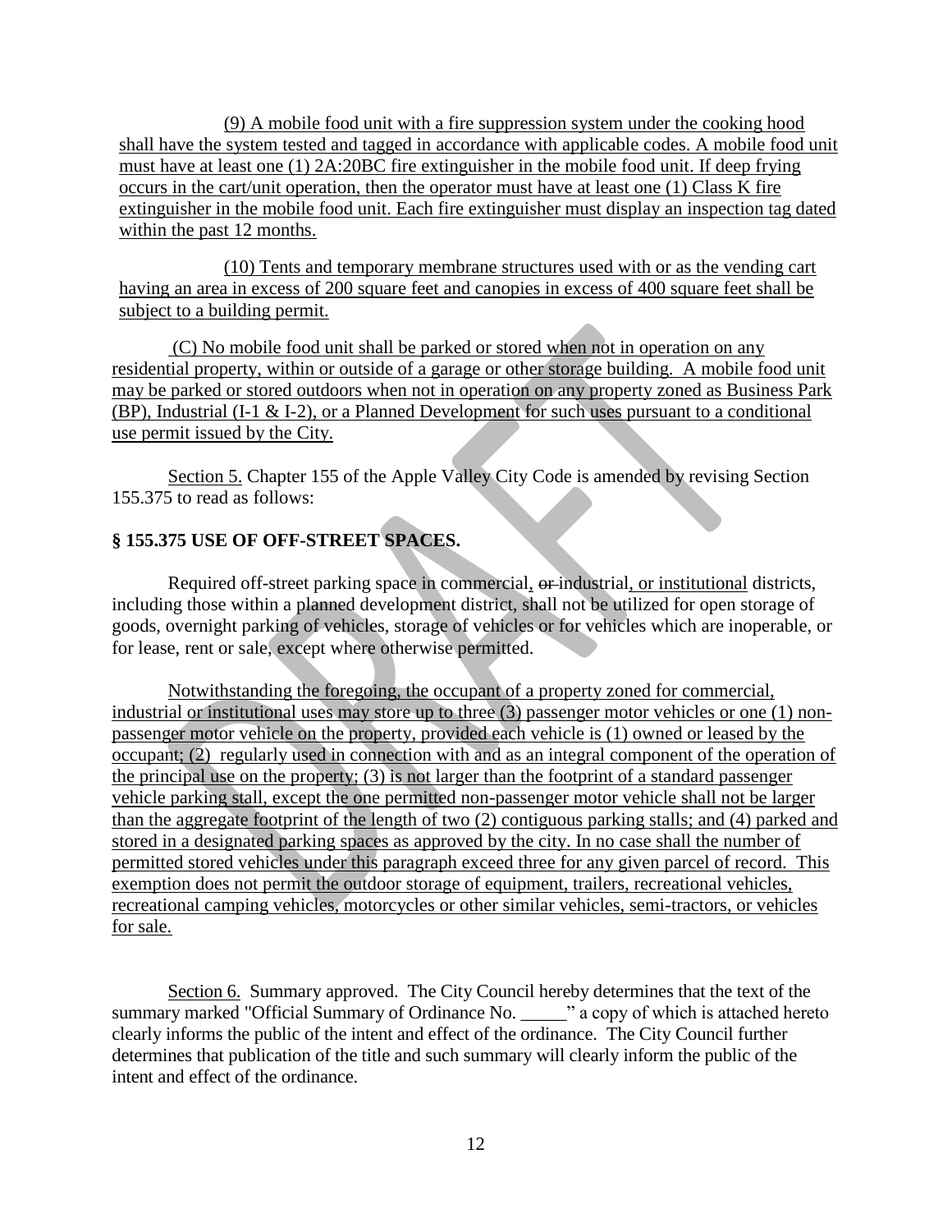(9) A mobile food unit with a fire suppression system under the cooking hood shall have the system tested and tagged in accordance with applicable codes. A mobile food unit must have at least one (1) 2A:20BC fire extinguisher in the mobile food unit. If deep frying occurs in the cart/unit operation, then the operator must have at least one (1) Class K fire extinguisher in the mobile food unit. Each fire extinguisher must display an inspection tag dated within the past 12 months.

(10) Tents and temporary membrane structures used with or as the vending cart having an area in excess of 200 square feet and canopies in excess of 400 square feet shall be subject to a building permit.

(C) No mobile food unit shall be parked or stored when not in operation on any residential property, within or outside of a garage or other storage building. A mobile food unit may be parked or stored outdoors when not in operation on any property zoned as Business Park (BP), Industrial (I-1 & I-2), or a Planned Development for such uses pursuant to a conditional use permit issued by the City.

Section 5. Chapter 155 of the Apple Valley City Code is amended by revising Section 155.375 to read as follows:

**§ 155.375 USE OF OFF-STREET SPACES.**

Required off-street parking space in commercial, ~~or~~ industrial, or institutional districts, including those within a planned development district, shall not be utilized for open storage of goods, overnight parking of vehicles, storage of vehicles or for vehicles which are inoperable, or for lease, rent or sale, except where otherwise permitted.

Notwithstanding the foregoing, the occupant of a property zoned for commercial, industrial or institutional uses may store up to three (3) passenger motor vehicles or one (1) non-passenger motor vehicle on the property, provided each vehicle is (1) owned or leased by the occupant; (2) regularly used in connection with and as an integral component of the operation of the principal use on the property; (3) is not larger than the footprint of a standard passenger vehicle parking stall, except the one permitted non-passenger motor vehicle shall not be larger than the aggregate footprint of the length of two (2) contiguous parking stalls; and (4) parked and stored in a designated parking spaces as approved by the city. In no case shall the number of permitted stored vehicles under this paragraph exceed three for any given parcel of record. This exemption does not permit the outdoor storage of equipment, trailers, recreational vehicles, recreational camping vehicles, motorcycles or other similar vehicles, semi-tractors, or vehicles for sale.

Section 6. Summary approved. The City Council hereby determines that the text of the summary marked "Official Summary of Ordinance No. _____" a copy of which is attached hereto clearly informs the public of the intent and effect of the ordinance. The City Council further determines that publication of the title and such summary will clearly inform the public of the intent and effect of the ordinance.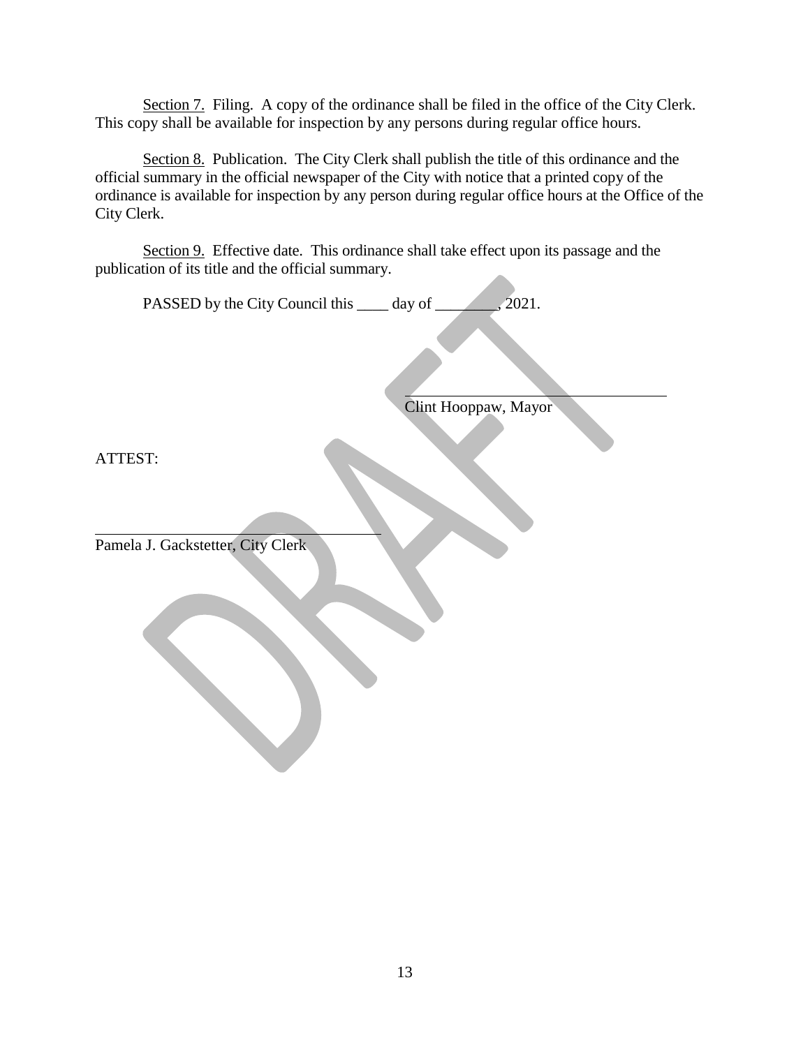Section 7. Filing. A copy of the ordinance shall be filed in the office of the City Clerk. This copy shall be available for inspection by any persons during regular office hours.

Section 8. Publication. The City Clerk shall publish the title of this ordinance and the official summary in the official newspaper of the City with notice that a printed copy of the ordinance is available for inspection by any person during regular office hours at the Office of the City Clerk.

Section 9. Effective date. This ordinance shall take effect upon its passage and the publication of its title and the official summary.

PASSED by the City Council this ____ day of ________, 2021.

______________________________
Clint Hooppaw, Mayor

ATTEST:

______________________________
Pamela J. Gackstetter, City Clerk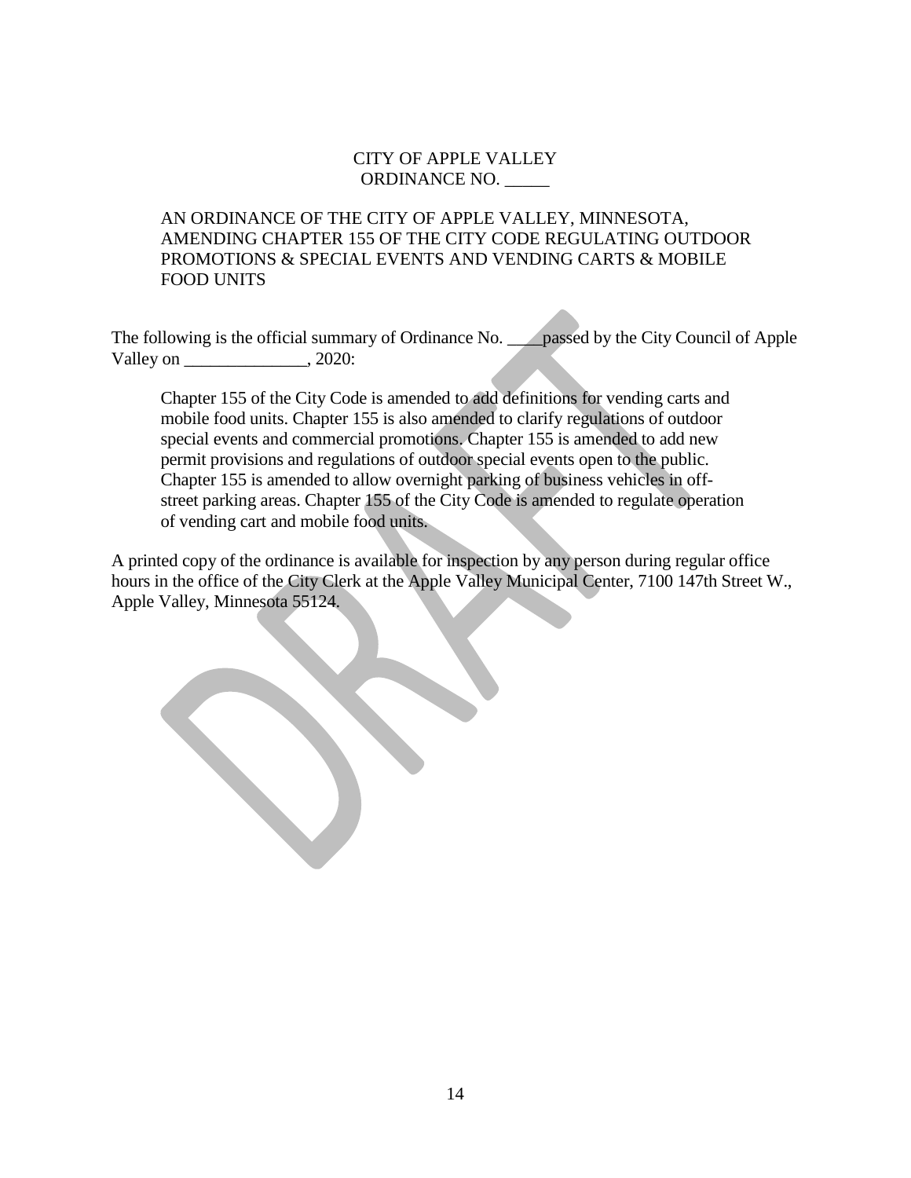CITY OF APPLE VALLEY
ORDINANCE NO. _____

AN ORDINANCE OF THE CITY OF APPLE VALLEY, MINNESOTA, AMENDING CHAPTER 155 OF THE CITY CODE REGULATING OUTDOOR PROMOTIONS & SPECIAL EVENTS AND VENDING CARTS & MOBILE FOOD UNITS

The following is the official summary of Ordinance No. ____ passed by the City Council of Apple Valley on ______________, 2020:

> Chapter 155 of the City Code is amended to add definitions for vending carts and mobile food units. Chapter 155 is also amended to clarify regulations of outdoor special events and commercial promotions. Chapter 155 is amended to add new permit provisions and regulations of outdoor special events open to the public. Chapter 155 is amended to allow overnight parking of business vehicles in off-street parking areas. Chapter 155 of the City Code is amended to regulate operation of vending cart and mobile food units.

A printed copy of the ordinance is available for inspection by any person during regular office hours in the office of the City Clerk at the Apple Valley Municipal Center, 7100 147th Street W., Apple Valley, Minnesota 55124.

DRAFT